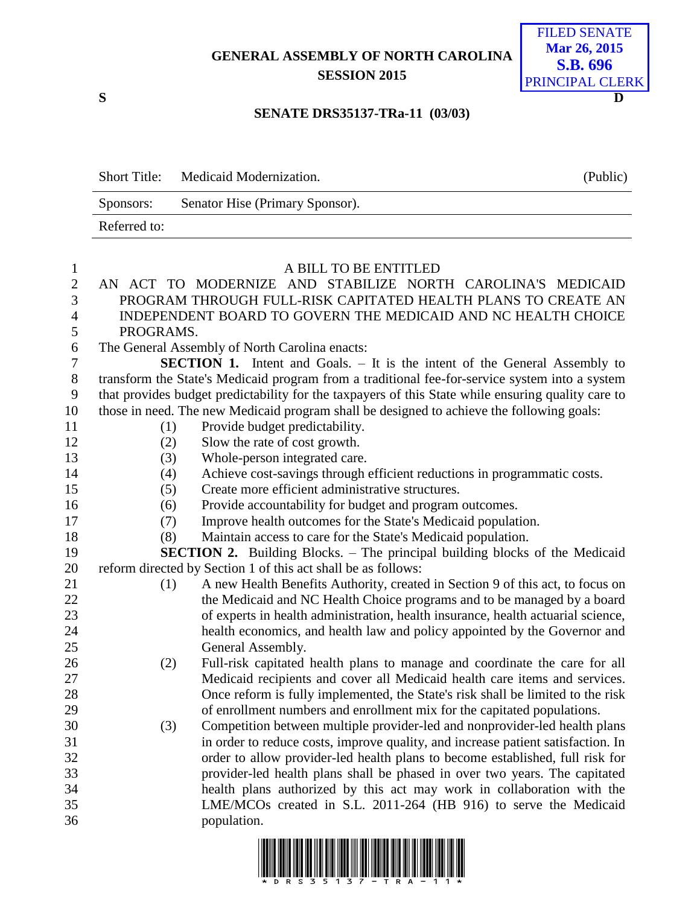# GENERAL ASSEMBLY OF NORTH CAROLINA
## SESSION 2015

FILED SENATE
Mar 26, 2015
S.B. 696
PRINCIPAL CLERK

S D

### SENATE DRS35137-TRa-11 (03/03)

| Short Title: | Medicaid Modernization. | (Public) |
|---|---|---|
| Sponsors: | Senator Hise (Primary Sponsor). | |
| Referred to: | | |

A BILL TO BE ENTITLED

AN ACT TO MODERNIZE AND STABILIZE NORTH CAROLINA'S MEDICAID PROGRAM THROUGH FULL-RISK CAPITATED HEALTH PLANS TO CREATE AN INDEPENDENT BOARD TO GOVERN THE MEDICAID AND NC HEALTH CHOICE PROGRAMS.

The General Assembly of North Carolina enacts:

**SECTION 1.** Intent and Goals. – It is the intent of the General Assembly to transform the State's Medicaid program from a traditional fee-for-service system into a system that provides budget predictability for the taxpayers of this State while ensuring quality care to those in need. The new Medicaid program shall be designed to achieve the following goals:

(1) Provide budget predictability.
(2) Slow the rate of cost growth.
(3) Whole-person integrated care.
(4) Achieve cost-savings through efficient reductions in programmatic costs.
(5) Create more efficient administrative structures.
(6) Provide accountability for budget and program outcomes.
(7) Improve health outcomes for the State's Medicaid population.
(8) Maintain access to care for the State's Medicaid population.

**SECTION 2.** Building Blocks. – The principal building blocks of the Medicaid reform directed by Section 1 of this act shall be as follows:

(1) A new Health Benefits Authority, created in Section 9 of this act, to focus on the Medicaid and NC Health Choice programs and to be managed by a board of experts in health administration, health insurance, health actuarial science, health economics, and health law and policy appointed by the Governor and General Assembly.

(2) Full-risk capitated health plans to manage and coordinate the care for all Medicaid recipients and cover all Medicaid health care items and services. Once reform is fully implemented, the State's risk shall be limited to the risk of enrollment numbers and enrollment mix for the capitated populations.

(3) Competition between multiple provider-led and nonprovider-led health plans in order to reduce costs, improve quality, and increase patient satisfaction. In order to allow provider-led health plans to become established, full risk for provider-led health plans shall be phased in over two years. The capitated health plans authorized by this act may work in collaboration with the LME/MCOs created in S.L. 2011-264 (HB 916) to serve the Medicaid population.

\* D R S 3 5 1 3 7 - T R A - 1 1 \*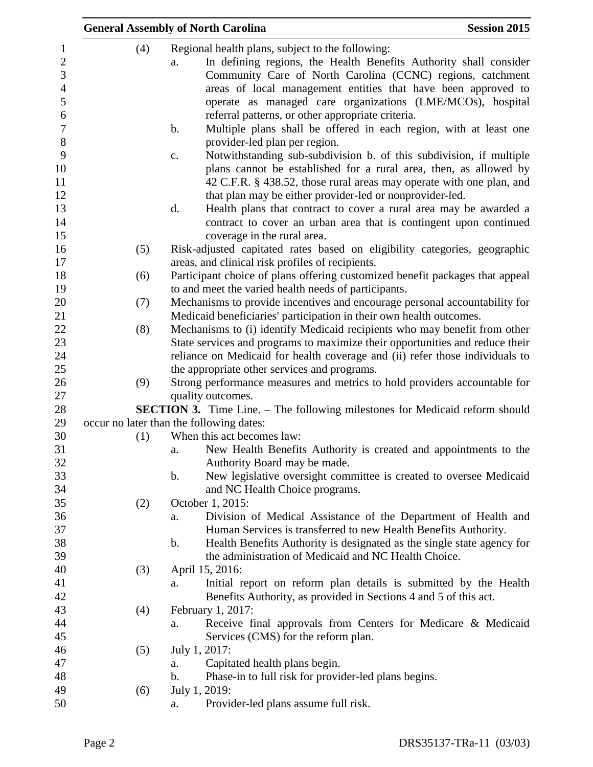(4) Regional health plans, subject to the following:

a. In defining regions, the Health Benefits Authority shall consider Community Care of North Carolina (CCNC) regions, catchment areas of local management entities that have been approved to operate as managed care organizations (LME/MCOs), hospital referral patterns, or other appropriate criteria.

b. Multiple plans shall be offered in each region, with at least one provider-led plan per region.

c. Notwithstanding sub-subdivision b. of this subdivision, if multiple plans cannot be established for a rural area, then, as allowed by 42 C.F.R. § 438.52, those rural areas may operate with one plan, and that plan may be either provider-led or nonprovider-led.

d. Health plans that contract to cover a rural area may be awarded a contract to cover an urban area that is contingent upon continued coverage in the rural area.

(5) Risk-adjusted capitated rates based on eligibility categories, geographic areas, and clinical risk profiles of recipients.

(6) Participant choice of plans offering customized benefit packages that appeal to and meet the varied health needs of participants.

(7) Mechanisms to provide incentives and encourage personal accountability for Medicaid beneficiaries' participation in their own health outcomes.

(8) Mechanisms to (i) identify Medicaid recipients who may benefit from other State services and programs to maximize their opportunities and reduce their reliance on Medicaid for health coverage and (ii) refer those individuals to the appropriate other services and programs.

(9) Strong performance measures and metrics to hold providers accountable for quality outcomes.

**SECTION 3.** Time Line. – The following milestones for Medicaid reform should occur no later than the following dates:

(1) When this act becomes law:

a. New Health Benefits Authority is created and appointments to the Authority Board may be made.

b. New legislative oversight committee is created to oversee Medicaid and NC Health Choice programs.

(2) October 1, 2015:

a. Division of Medical Assistance of the Department of Health and Human Services is transferred to new Health Benefits Authority.

b. Health Benefits Authority is designated as the single state agency for the administration of Medicaid and NC Health Choice.

(3) April 15, 2016:

a. Initial report on reform plan details is submitted by the Health Benefits Authority, as provided in Sections 4 and 5 of this act.

(4) February 1, 2017:

a. Receive final approvals from Centers for Medicare & Medicaid Services (CMS) for the reform plan.

(5) July 1, 2017:

a. Capitated health plans begin.

b. Phase-in to full risk for provider-led plans begins.

(6) July 1, 2019:

a. Provider-led plans assume full risk.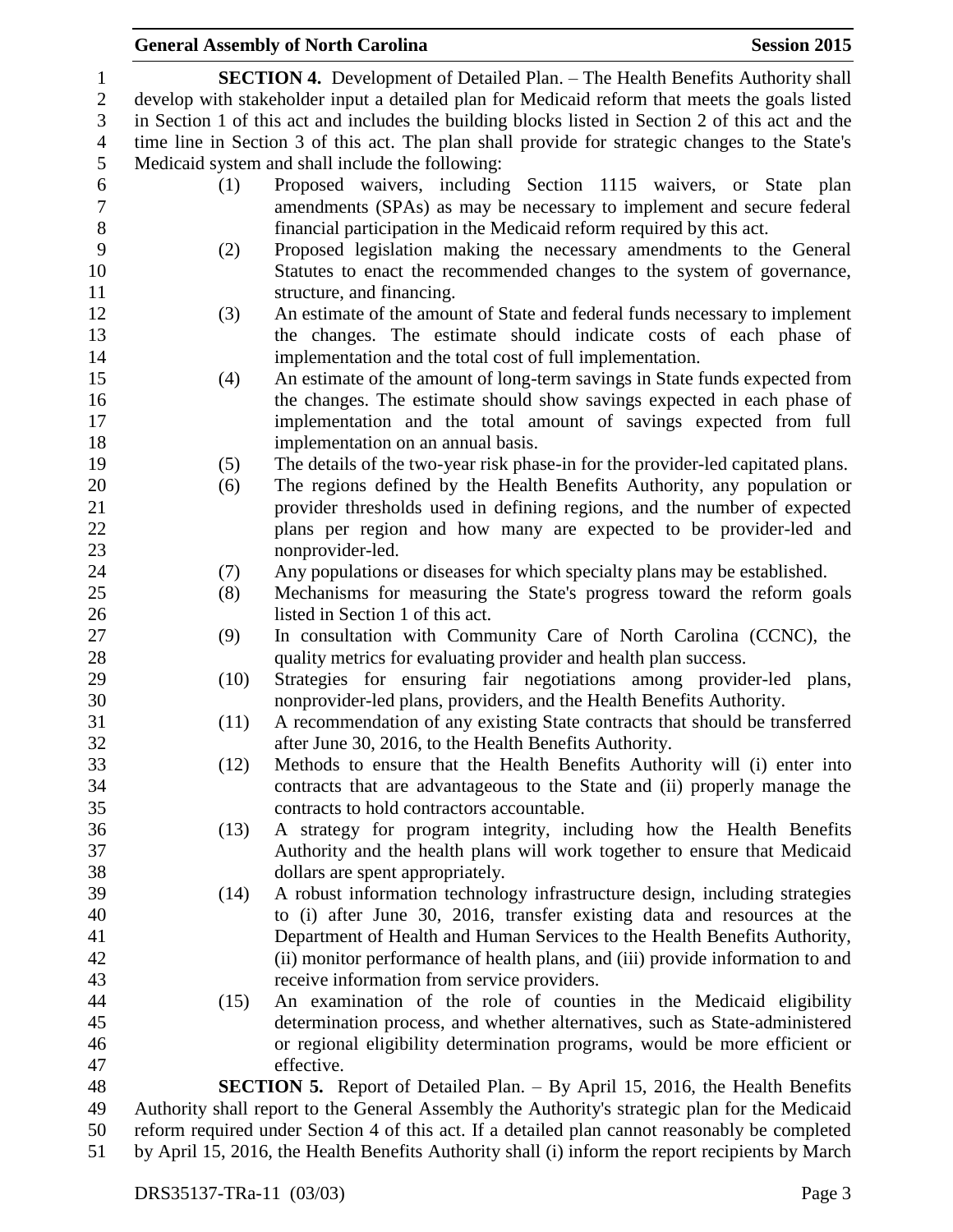**SECTION 4.** Development of Detailed Plan. – The Health Benefits Authority shall develop with stakeholder input a detailed plan for Medicaid reform that meets the goals listed in Section 1 of this act and includes the building blocks listed in Section 2 of this act and the time line in Section 3 of this act. The plan shall provide for strategic changes to the State's Medicaid system and shall include the following:

(1) Proposed waivers, including Section 1115 waivers, or State plan amendments (SPAs) as may be necessary to implement and secure federal financial participation in the Medicaid reform required by this act.

(2) Proposed legislation making the necessary amendments to the General Statutes to enact the recommended changes to the system of governance, structure, and financing.

(3) An estimate of the amount of State and federal funds necessary to implement the changes. The estimate should indicate costs of each phase of implementation and the total cost of full implementation.

(4) An estimate of the amount of long-term savings in State funds expected from the changes. The estimate should show savings expected in each phase of implementation and the total amount of savings expected from full implementation on an annual basis.

(5) The details of the two-year risk phase-in for the provider-led capitated plans.

(6) The regions defined by the Health Benefits Authority, any population or provider thresholds used in defining regions, and the number of expected plans per region and how many are expected to be provider-led and nonprovider-led.

(7) Any populations or diseases for which specialty plans may be established.

(8) Mechanisms for measuring the State's progress toward the reform goals listed in Section 1 of this act.

(9) In consultation with Community Care of North Carolina (CCNC), the quality metrics for evaluating provider and health plan success.

(10) Strategies for ensuring fair negotiations among provider-led plans, nonprovider-led plans, providers, and the Health Benefits Authority.

(11) A recommendation of any existing State contracts that should be transferred after June 30, 2016, to the Health Benefits Authority.

(12) Methods to ensure that the Health Benefits Authority will (i) enter into contracts that are advantageous to the State and (ii) properly manage the contracts to hold contractors accountable.

(13) A strategy for program integrity, including how the Health Benefits Authority and the health plans will work together to ensure that Medicaid dollars are spent appropriately.

(14) A robust information technology infrastructure design, including strategies to (i) after June 30, 2016, transfer existing data and resources at the Department of Health and Human Services to the Health Benefits Authority, (ii) monitor performance of health plans, and (iii) provide information to and receive information from service providers.

(15) An examination of the role of counties in the Medicaid eligibility determination process, and whether alternatives, such as State-administered or regional eligibility determination programs, would be more efficient or effective.

**SECTION 5.** Report of Detailed Plan. – By April 15, 2016, the Health Benefits Authority shall report to the General Assembly the Authority's strategic plan for the Medicaid reform required under Section 4 of this act. If a detailed plan cannot reasonably be completed by April 15, 2016, the Health Benefits Authority shall (i) inform the report recipients by March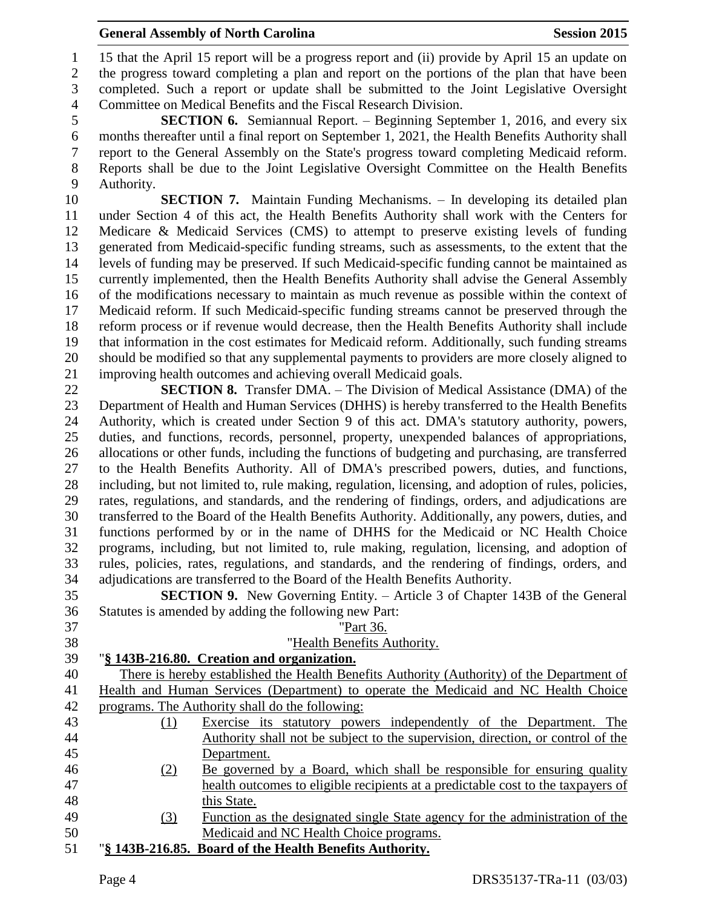15 that the April 15 report will be a progress report and (ii) provide by April 15 an update on the progress toward completing a plan and report on the portions of the plan that have been completed. Such a report or update shall be submitted to the Joint Legislative Oversight Committee on Medical Benefits and the Fiscal Research Division.

**SECTION 6.** Semiannual Report. – Beginning September 1, 2016, and every six months thereafter until a final report on September 1, 2021, the Health Benefits Authority shall report to the General Assembly on the State's progress toward completing Medicaid reform. Reports shall be due to the Joint Legislative Oversight Committee on the Health Benefits Authority.

**SECTION 7.** Maintain Funding Mechanisms. – In developing its detailed plan under Section 4 of this act, the Health Benefits Authority shall work with the Centers for Medicare & Medicaid Services (CMS) to attempt to preserve existing levels of funding generated from Medicaid-specific funding streams, such as assessments, to the extent that the levels of funding may be preserved. If such Medicaid-specific funding cannot be maintained as currently implemented, then the Health Benefits Authority shall advise the General Assembly of the modifications necessary to maintain as much revenue as possible within the context of Medicaid reform. If such Medicaid-specific funding streams cannot be preserved through the reform process or if revenue would decrease, then the Health Benefits Authority shall include that information in the cost estimates for Medicaid reform. Additionally, such funding streams should be modified so that any supplemental payments to providers are more closely aligned to improving health outcomes and achieving overall Medicaid goals.

**SECTION 8.** Transfer DMA. – The Division of Medical Assistance (DMA) of the Department of Health and Human Services (DHHS) is hereby transferred to the Health Benefits Authority, which is created under Section 9 of this act. DMA's statutory authority, powers, duties, and functions, records, personnel, property, unexpended balances of appropriations, allocations or other funds, including the functions of budgeting and purchasing, are transferred to the Health Benefits Authority. All of DMA's prescribed powers, duties, and functions, including, but not limited to, rule making, regulation, licensing, and adoption of rules, policies, rates, regulations, and standards, and the rendering of findings, orders, and adjudications are transferred to the Board of the Health Benefits Authority. Additionally, any powers, duties, and functions performed by or in the name of DHHS for the Medicaid or NC Health Choice programs, including, but not limited to, rule making, regulation, licensing, and adoption of rules, policies, rates, regulations, and standards, and the rendering of findings, orders, and adjudications are transferred to the Board of the Health Benefits Authority.

**SECTION 9.** New Governing Entity. – Article 3 of Chapter 143B of the General Statutes is amended by adding the following new Part:

"Part 36.

"Health Benefits Authority.

"**§ 143B-216.80. Creation and organization.**

There is hereby established the Health Benefits Authority (Authority) of the Department of Health and Human Services (Department) to operate the Medicaid and NC Health Choice programs. The Authority shall do the following:

(1) Exercise its statutory powers independently of the Department. The Authority shall not be subject to the supervision, direction, or control of the Department.

(2) Be governed by a Board, which shall be responsible for ensuring quality health outcomes to eligible recipients at a predictable cost to the taxpayers of this State.

(3) Function as the designated single State agency for the administration of the Medicaid and NC Health Choice programs.

"**§ 143B-216.85. Board of the Health Benefits Authority.**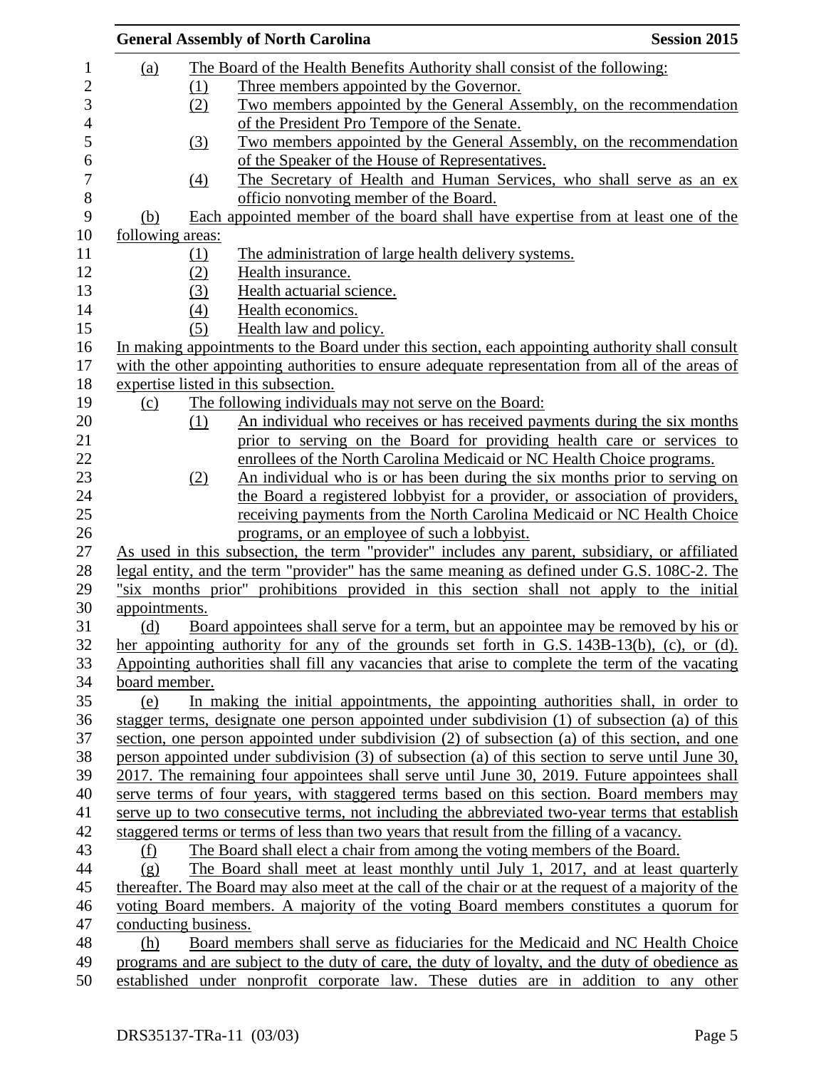(a) The Board of the Health Benefits Authority shall consist of the following:

(1) Three members appointed by the Governor.

(2) Two members appointed by the General Assembly, on the recommendation of the President Pro Tempore of the Senate.

(3) Two members appointed by the General Assembly, on the recommendation of the Speaker of the House of Representatives.

(4) The Secretary of Health and Human Services, who shall serve as an ex officio nonvoting member of the Board.

(b) Each appointed member of the board shall have expertise from at least one of the following areas:

(1) The administration of large health delivery systems.

(2) Health insurance.

(3) Health actuarial science.

(4) Health economics.

(5) Health law and policy.

In making appointments to the Board under this section, each appointing authority shall consult with the other appointing authorities to ensure adequate representation from all of the areas of expertise listed in this subsection.

(c) The following individuals may not serve on the Board:

(1) An individual who receives or has received payments during the six months prior to serving on the Board for providing health care or services to enrollees of the North Carolina Medicaid or NC Health Choice programs.

(2) An individual who is or has been during the six months prior to serving on the Board a registered lobbyist for a provider, or association of providers, receiving payments from the North Carolina Medicaid or NC Health Choice programs, or an employee of such a lobbyist.

As used in this subsection, the term "provider" includes any parent, subsidiary, or affiliated legal entity, and the term "provider" has the same meaning as defined under G.S. 108C-2. The "six months prior" prohibitions provided in this section shall not apply to the initial appointments.

(d) Board appointees shall serve for a term, but an appointee may be removed by his or her appointing authority for any of the grounds set forth in G.S. 143B-13(b), (c), or (d). Appointing authorities shall fill any vacancies that arise to complete the term of the vacating board member.

(e) In making the initial appointments, the appointing authorities shall, in order to stagger terms, designate one person appointed under subdivision (1) of subsection (a) of this section, one person appointed under subdivision (2) of subsection (a) of this section, and one person appointed under subdivision (3) of subsection (a) of this section to serve until June 30, 2017. The remaining four appointees shall serve until June 30, 2019. Future appointees shall serve terms of four years, with staggered terms based on this section. Board members may serve up to two consecutive terms, not including the abbreviated two-year terms that establish staggered terms or terms of less than two years that result from the filling of a vacancy.

(f) The Board shall elect a chair from among the voting members of the Board.

(g) The Board shall meet at least monthly until July 1, 2017, and at least quarterly thereafter. The Board may also meet at the call of the chair or at the request of a majority of the voting Board members. A majority of the voting Board members constitutes a quorum for conducting business.

(h) Board members shall serve as fiduciaries for the Medicaid and NC Health Choice programs and are subject to the duty of care, the duty of loyalty, and the duty of obedience as established under nonprofit corporate law. These duties are in addition to any other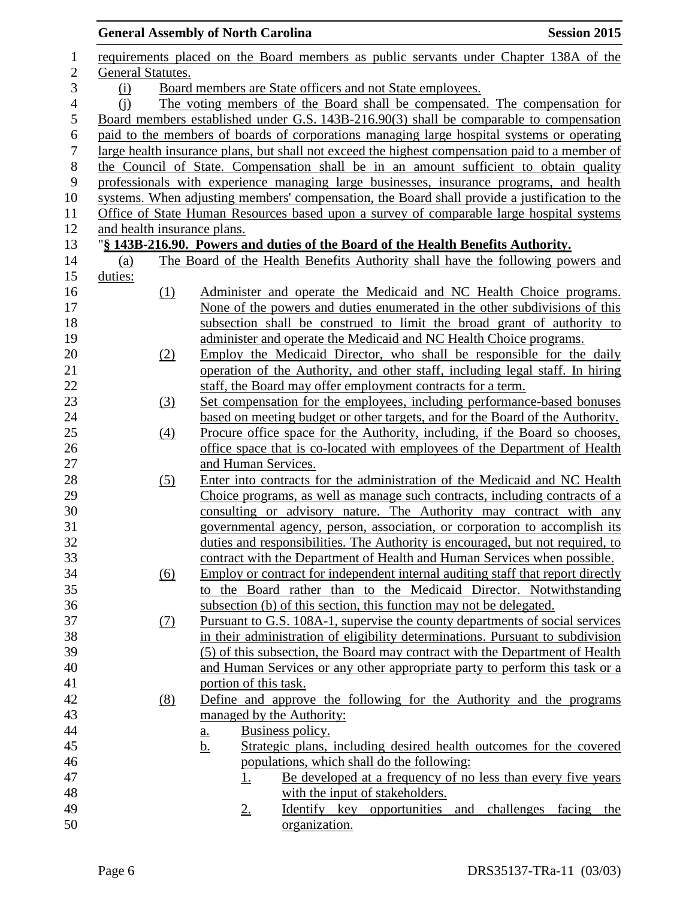requirements placed on the Board members as public servants under Chapter 138A of the General Statutes.

(i) Board members are State officers and not State employees.

(j) The voting members of the Board shall be compensated. The compensation for Board members established under G.S. 143B-216.90(3) shall be comparable to compensation paid to the members of boards of corporations managing large hospital systems or operating large health insurance plans, but shall not exceed the highest compensation paid to a member of the Council of State. Compensation shall be in an amount sufficient to obtain quality professionals with experience managing large businesses, insurance programs, and health systems. When adjusting members' compensation, the Board shall provide a justification to the Office of State Human Resources based upon a survey of comparable large hospital systems and health insurance plans.

"**§ 143B-216.90. Powers and duties of the Board of the Health Benefits Authority.**

(a) The Board of the Health Benefits Authority shall have the following powers and duties:

(1) Administer and operate the Medicaid and NC Health Choice programs. None of the powers and duties enumerated in the other subdivisions of this subsection shall be construed to limit the broad grant of authority to administer and operate the Medicaid and NC Health Choice programs.

(2) Employ the Medicaid Director, who shall be responsible for the daily operation of the Authority, and other staff, including legal staff. In hiring staff, the Board may offer employment contracts for a term.

(3) Set compensation for the employees, including performance-based bonuses based on meeting budget or other targets, and for the Board of the Authority.

(4) Procure office space for the Authority, including, if the Board so chooses, office space that is co-located with employees of the Department of Health and Human Services.

(5) Enter into contracts for the administration of the Medicaid and NC Health Choice programs, as well as manage such contracts, including contracts of a consulting or advisory nature. The Authority may contract with any governmental agency, person, association, or corporation to accomplish its duties and responsibilities. The Authority is encouraged, but not required, to contract with the Department of Health and Human Services when possible.

(6) Employ or contract for independent internal auditing staff that report directly to the Board rather than to the Medicaid Director. Notwithstanding subsection (b) of this section, this function may not be delegated.

(7) Pursuant to G.S. 108A-1, supervise the county departments of social services in their administration of eligibility determinations. Pursuant to subdivision (5) of this subsection, the Board may contract with the Department of Health and Human Services or any other appropriate party to perform this task or a portion of this task.

(8) Define and approve the following for the Authority and the programs managed by the Authority:

a. Business policy.

b. Strategic plans, including desired health outcomes for the covered populations, which shall do the following:

1. Be developed at a frequency of no less than every five years with the input of stakeholders.

2. Identify key opportunities and challenges facing the organization.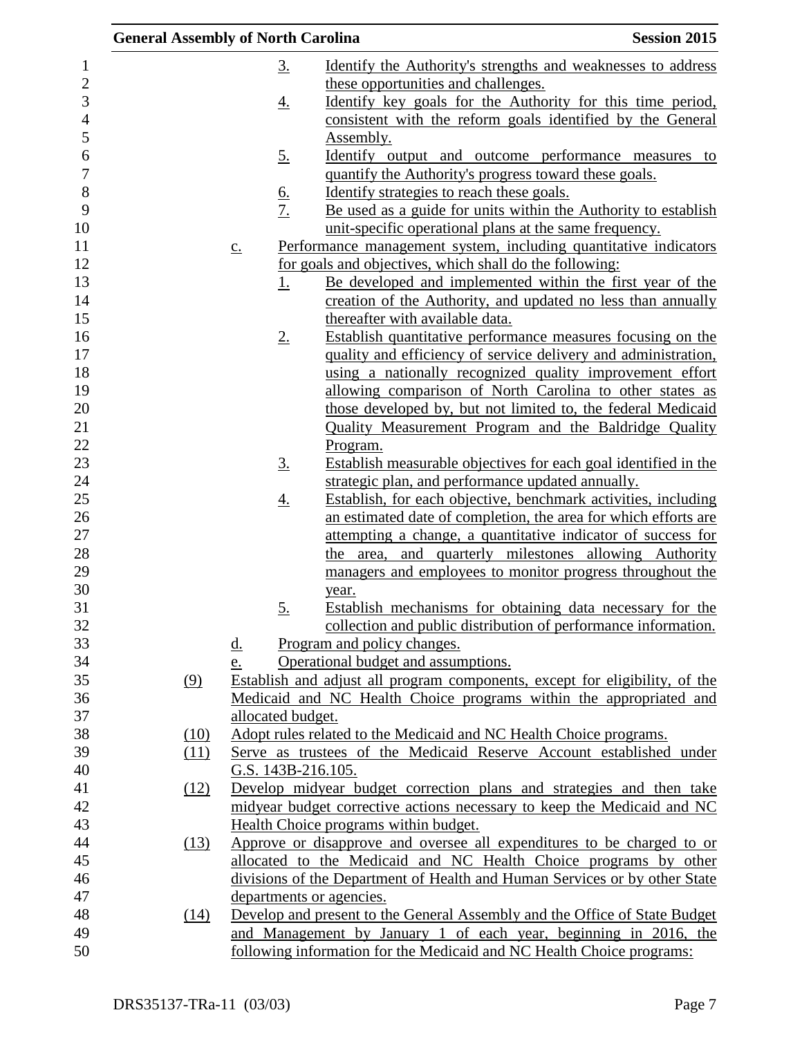3. Identify the Authority's strengths and weaknesses to address these opportunities and challenges.
4. Identify key goals for the Authority for this time period, consistent with the reform goals identified by the General Assembly.
5. Identify output and outcome performance measures to quantify the Authority's progress toward these goals.
6. Identify strategies to reach these goals.
7. Be used as a guide for units within the Authority to establish unit-specific operational plans at the same frequency.

c. Performance management system, including quantitative indicators for goals and objectives, which shall do the following:
1. Be developed and implemented within the first year of the creation of the Authority, and updated no less than annually thereafter with available data.
2. Establish quantitative performance measures focusing on the quality and efficiency of service delivery and administration, using a nationally recognized quality improvement effort allowing comparison of North Carolina to other states as those developed by, but not limited to, the federal Medicaid Quality Measurement Program and the Baldridge Quality Program.
3. Establish measurable objectives for each goal identified in the strategic plan, and performance updated annually.
4. Establish, for each objective, benchmark activities, including an estimated date of completion, the area for which efforts are attempting a change, a quantitative indicator of success for the area, and quarterly milestones allowing Authority managers and employees to monitor progress throughout the year.
5. Establish mechanisms for obtaining data necessary for the collection and public distribution of performance information.

d. Program and policy changes.

e. Operational budget and assumptions.

(9) Establish and adjust all program components, except for eligibility, of the Medicaid and NC Health Choice programs within the appropriated and allocated budget.

(10) Adopt rules related to the Medicaid and NC Health Choice programs.

(11) Serve as trustees of the Medicaid Reserve Account established under G.S. 143B-216.105.

(12) Develop midyear budget correction plans and strategies and then take midyear budget corrective actions necessary to keep the Medicaid and NC Health Choice programs within budget.

(13) Approve or disapprove and oversee all expenditures to be charged to or allocated to the Medicaid and NC Health Choice programs by other divisions of the Department of Health and Human Services or by other State departments or agencies.

(14) Develop and present to the General Assembly and the Office of State Budget and Management by January 1 of each year, beginning in 2016, the following information for the Medicaid and NC Health Choice programs: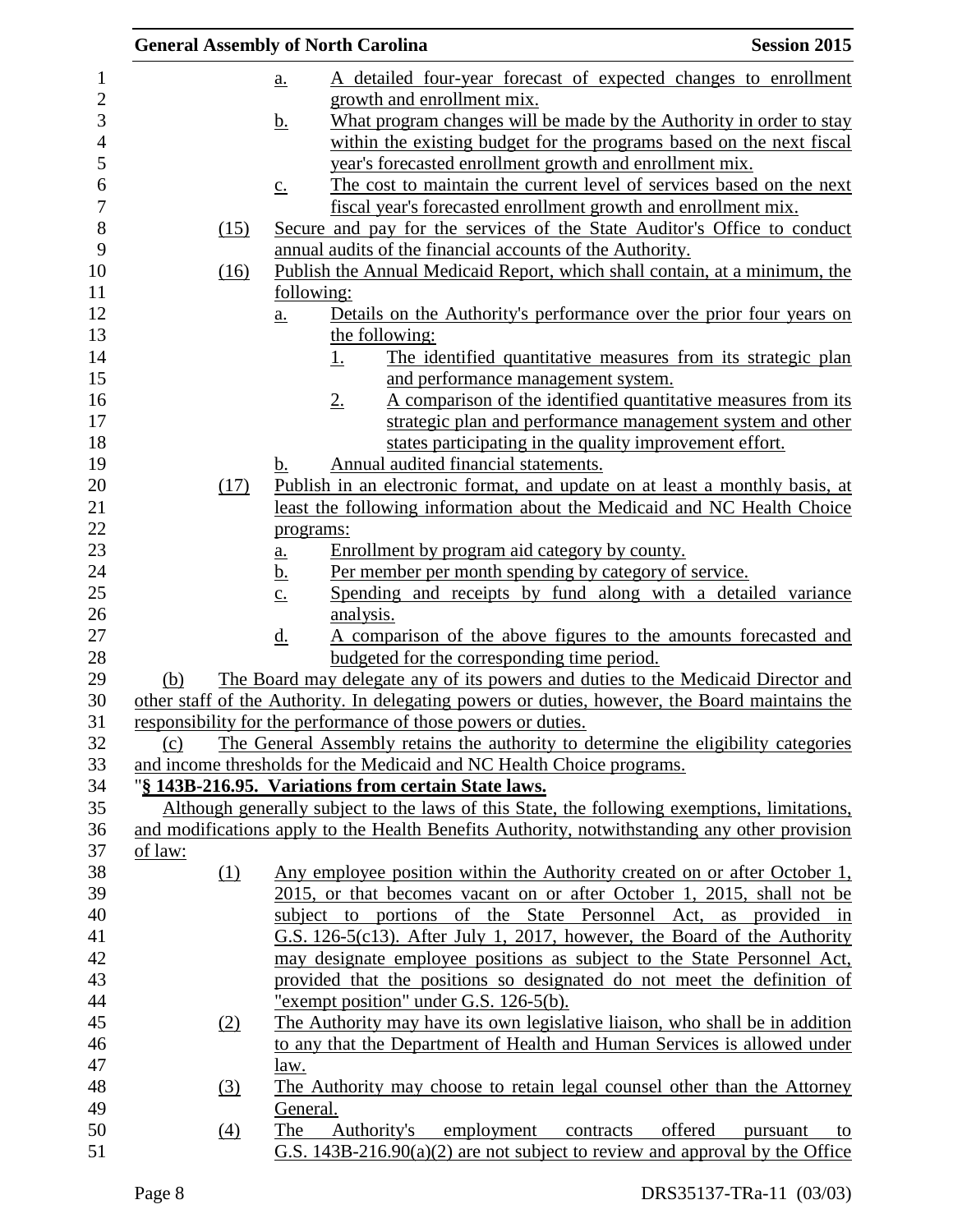a. A detailed four-year forecast of expected changes to enrollment growth and enrollment mix.
b. What program changes will be made by the Authority in order to stay within the existing budget for the programs based on the next fiscal year's forecasted enrollment growth and enrollment mix.
c. The cost to maintain the current level of services based on the next fiscal year's forecasted enrollment growth and enrollment mix.

(15) Secure and pay for the services of the State Auditor's Office to conduct annual audits of the financial accounts of the Authority.

(16) Publish the Annual Medicaid Report, which shall contain, at a minimum, the following:
a. Details on the Authority's performance over the prior four years on the following:
1. The identified quantitative measures from its strategic plan and performance management system.
2. A comparison of the identified quantitative measures from its strategic plan and performance management system and other states participating in the quality improvement effort.
b. Annual audited financial statements.

(17) Publish in an electronic format, and update on at least a monthly basis, at least the following information about the Medicaid and NC Health Choice programs:
a. Enrollment by program aid category by county.
b. Per member per month spending by category of service.
c. Spending and receipts by fund along with a detailed variance analysis.
d. A comparison of the above figures to the amounts forecasted and budgeted for the corresponding time period.

(b) The Board may delegate any of its powers and duties to the Medicaid Director and other staff of the Authority. In delegating powers or duties, however, the Board maintains the responsibility for the performance of those powers or duties.

(c) The General Assembly retains the authority to determine the eligibility categories and income thresholds for the Medicaid and NC Health Choice programs.

"**§ 143B-216.95. Variations from certain State laws.**

Although generally subject to the laws of this State, the following exemptions, limitations, and modifications apply to the Health Benefits Authority, notwithstanding any other provision of law:

(1) Any employee position within the Authority created on or after October 1, 2015, or that becomes vacant on or after October 1, 2015, shall not be subject to portions of the State Personnel Act, as provided in G.S. 126-5(c13). After July 1, 2017, however, the Board of the Authority may designate employee positions as subject to the State Personnel Act, provided that the positions so designated do not meet the definition of "exempt position" under G.S. 126-5(b).

(2) The Authority may have its own legislative liaison, who shall be in addition to any that the Department of Health and Human Services is allowed under law.

(3) The Authority may choose to retain legal counsel other than the Attorney General.

(4) The Authority's employment contracts offered pursuant to G.S. 143B-216.90(a)(2) are not subject to review and approval by the Office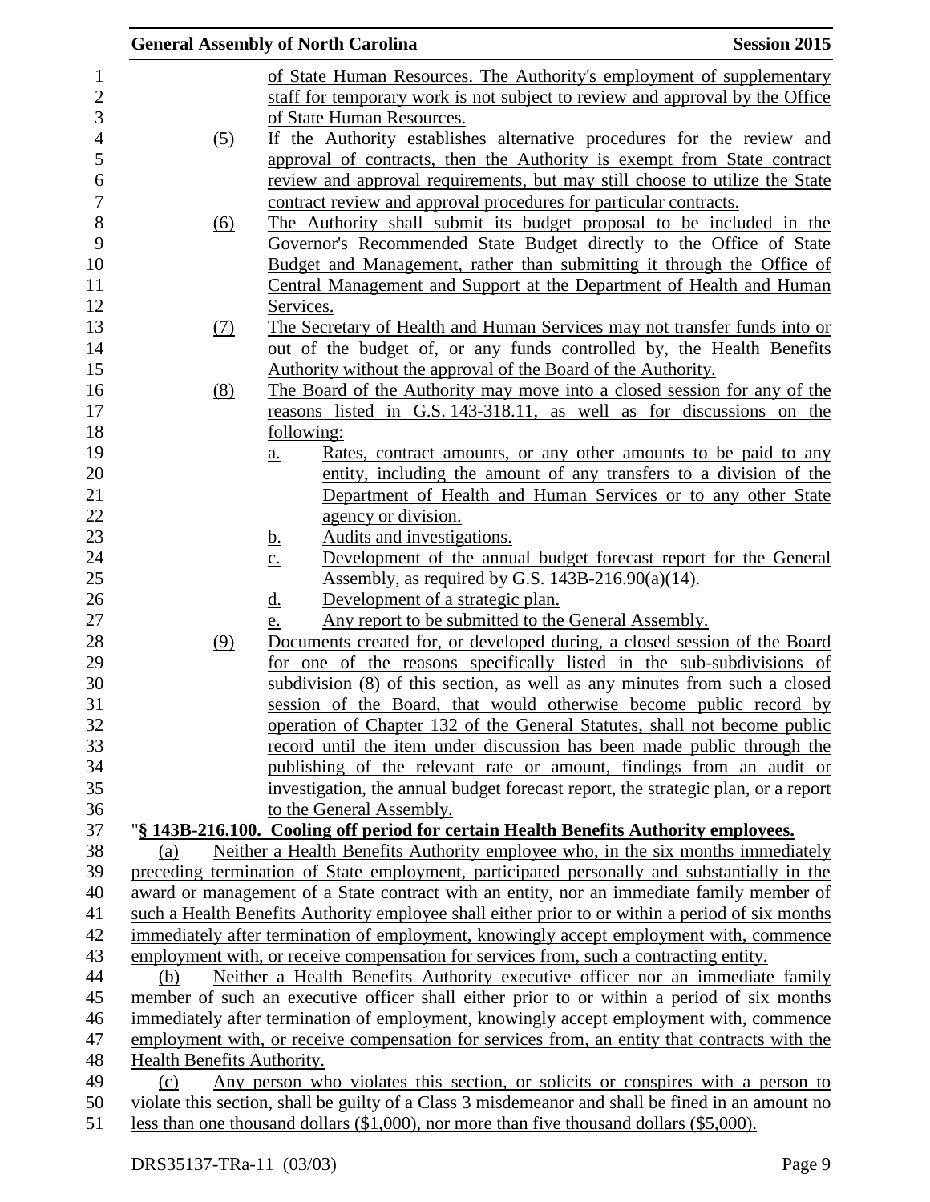of State Human Resources. The Authority's employment of supplementary staff for temporary work is not subject to review and approval by the Office of State Human Resources.

(5) If the Authority establishes alternative procedures for the review and approval of contracts, then the Authority is exempt from State contract review and approval requirements, but may still choose to utilize the State contract review and approval procedures for particular contracts.

(6) The Authority shall submit its budget proposal to be included in the Governor's Recommended State Budget directly to the Office of State Budget and Management, rather than submitting it through the Office of Central Management and Support at the Department of Health and Human Services.

(7) The Secretary of Health and Human Services may not transfer funds into or out of the budget of, or any funds controlled by, the Health Benefits Authority without the approval of the Board of the Authority.

(8) The Board of the Authority may move into a closed session for any of the reasons listed in G.S. 143-318.11, as well as for discussions on the following:

a. Rates, contract amounts, or any other amounts to be paid to any entity, including the amount of any transfers to a division of the Department of Health and Human Services or to any other State agency or division.
b. Audits and investigations.
c. Development of the annual budget forecast report for the General Assembly, as required by G.S. 143B-216.90(a)(14).
d. Development of a strategic plan.
e. Any report to be submitted to the General Assembly.

(9) Documents created for, or developed during, a closed session of the Board for one of the reasons specifically listed in the sub-subdivisions of subdivision (8) of this section, as well as any minutes from such a closed session of the Board, that would otherwise become public record by operation of Chapter 132 of the General Statutes, shall not become public record until the item under discussion has been made public through the publishing of the relevant rate or amount, findings from an audit or investigation, the annual budget forecast report, the strategic plan, or a report to the General Assembly.

"**§ 143B-216.100. Cooling off period for certain Health Benefits Authority employees.**

(a) Neither a Health Benefits Authority employee who, in the six months immediately preceding termination of State employment, participated personally and substantially in the award or management of a State contract with an entity, nor an immediate family member of such a Health Benefits Authority employee shall either prior to or within a period of six months immediately after termination of employment, knowingly accept employment with, commence employment with, or receive compensation for services from, such a contracting entity.

(b) Neither a Health Benefits Authority executive officer nor an immediate family member of such an executive officer shall either prior to or within a period of six months immediately after termination of employment, knowingly accept employment with, commence employment with, or receive compensation for services from, an entity that contracts with the Health Benefits Authority.

(c) Any person who violates this section, or solicits or conspires with a person to violate this section, shall be guilty of a Class 3 misdemeanor and shall be fined in an amount no less than one thousand dollars ($1,000), nor more than five thousand dollars ($5,000).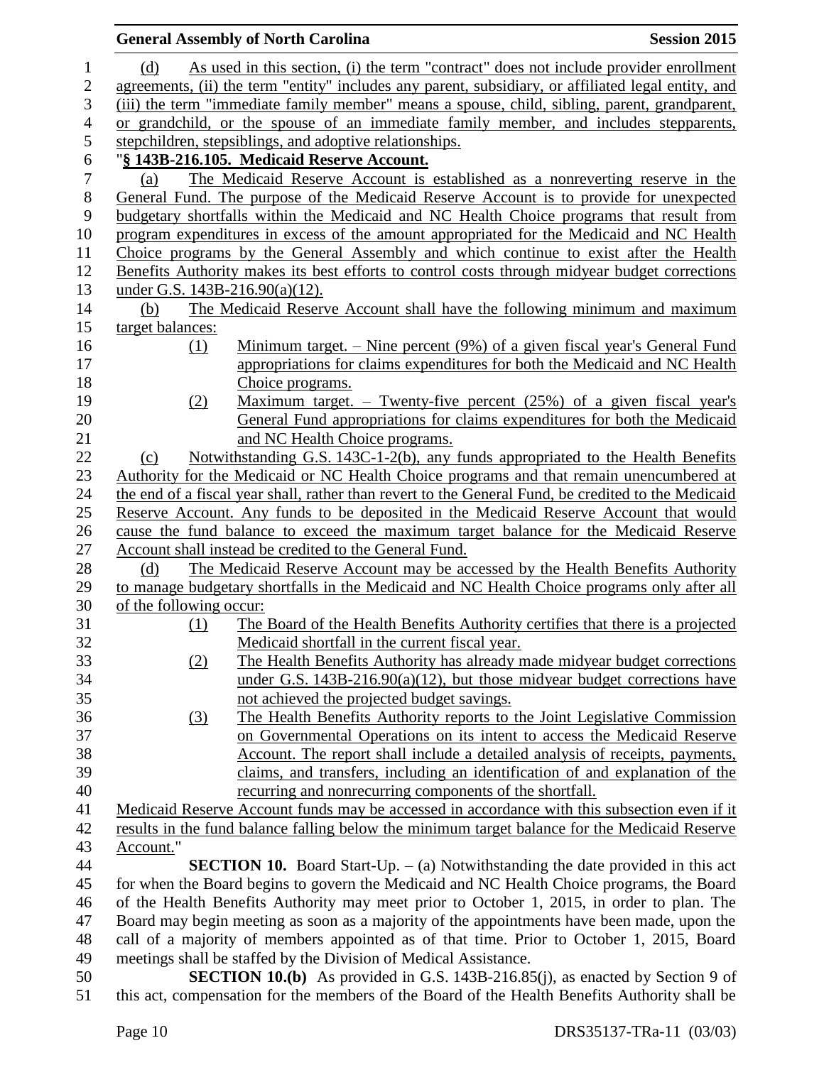(d) As used in this section, (i) the term "contract" does not include provider enrollment agreements, (ii) the term "entity" includes any parent, subsidiary, or affiliated legal entity, and (iii) the term "immediate family member" means a spouse, child, sibling, parent, grandparent, or grandchild, or the spouse of an immediate family member, and includes stepparents, stepchildren, stepsiblings, and adoptive relationships.

"**§ 143B-216.105. Medicaid Reserve Account.**

(a) The Medicaid Reserve Account is established as a nonreverting reserve in the General Fund. The purpose of the Medicaid Reserve Account is to provide for unexpected budgetary shortfalls within the Medicaid and NC Health Choice programs that result from program expenditures in excess of the amount appropriated for the Medicaid and NC Health Choice programs by the General Assembly and which continue to exist after the Health Benefits Authority makes its best efforts to control costs through midyear budget corrections under G.S. 143B-216.90(a)(12).

(b) The Medicaid Reserve Account shall have the following minimum and maximum target balances:

(1) Minimum target. – Nine percent (9%) of a given fiscal year's General Fund appropriations for claims expenditures for both the Medicaid and NC Health Choice programs.

(2) Maximum target. – Twenty-five percent (25%) of a given fiscal year's General Fund appropriations for claims expenditures for both the Medicaid and NC Health Choice programs.

(c) Notwithstanding G.S. 143C-1-2(b), any funds appropriated to the Health Benefits Authority for the Medicaid or NC Health Choice programs and that remain unencumbered at the end of a fiscal year shall, rather than revert to the General Fund, be credited to the Medicaid Reserve Account. Any funds to be deposited in the Medicaid Reserve Account that would cause the fund balance to exceed the maximum target balance for the Medicaid Reserve Account shall instead be credited to the General Fund.

(d) The Medicaid Reserve Account may be accessed by the Health Benefits Authority to manage budgetary shortfalls in the Medicaid and NC Health Choice programs only after all of the following occur:

(1) The Board of the Health Benefits Authority certifies that there is a projected Medicaid shortfall in the current fiscal year.

(2) The Health Benefits Authority has already made midyear budget corrections under G.S. 143B-216.90(a)(12), but those midyear budget corrections have not achieved the projected budget savings.

(3) The Health Benefits Authority reports to the Joint Legislative Commission on Governmental Operations on its intent to access the Medicaid Reserve Account. The report shall include a detailed analysis of receipts, payments, claims, and transfers, including an identification of and explanation of the recurring and nonrecurring components of the shortfall.

Medicaid Reserve Account funds may be accessed in accordance with this subsection even if it results in the fund balance falling below the minimum target balance for the Medicaid Reserve Account."

**SECTION 10.** Board Start-Up. – (a) Notwithstanding the date provided in this act for when the Board begins to govern the Medicaid and NC Health Choice programs, the Board of the Health Benefits Authority may meet prior to October 1, 2015, in order to plan. The Board may begin meeting as soon as a majority of the appointments have been made, upon the call of a majority of members appointed as of that time. Prior to October 1, 2015, Board meetings shall be staffed by the Division of Medical Assistance.

**SECTION 10.(b)** As provided in G.S. 143B-216.85(j), as enacted by Section 9 of this act, compensation for the members of the Board of the Health Benefits Authority shall be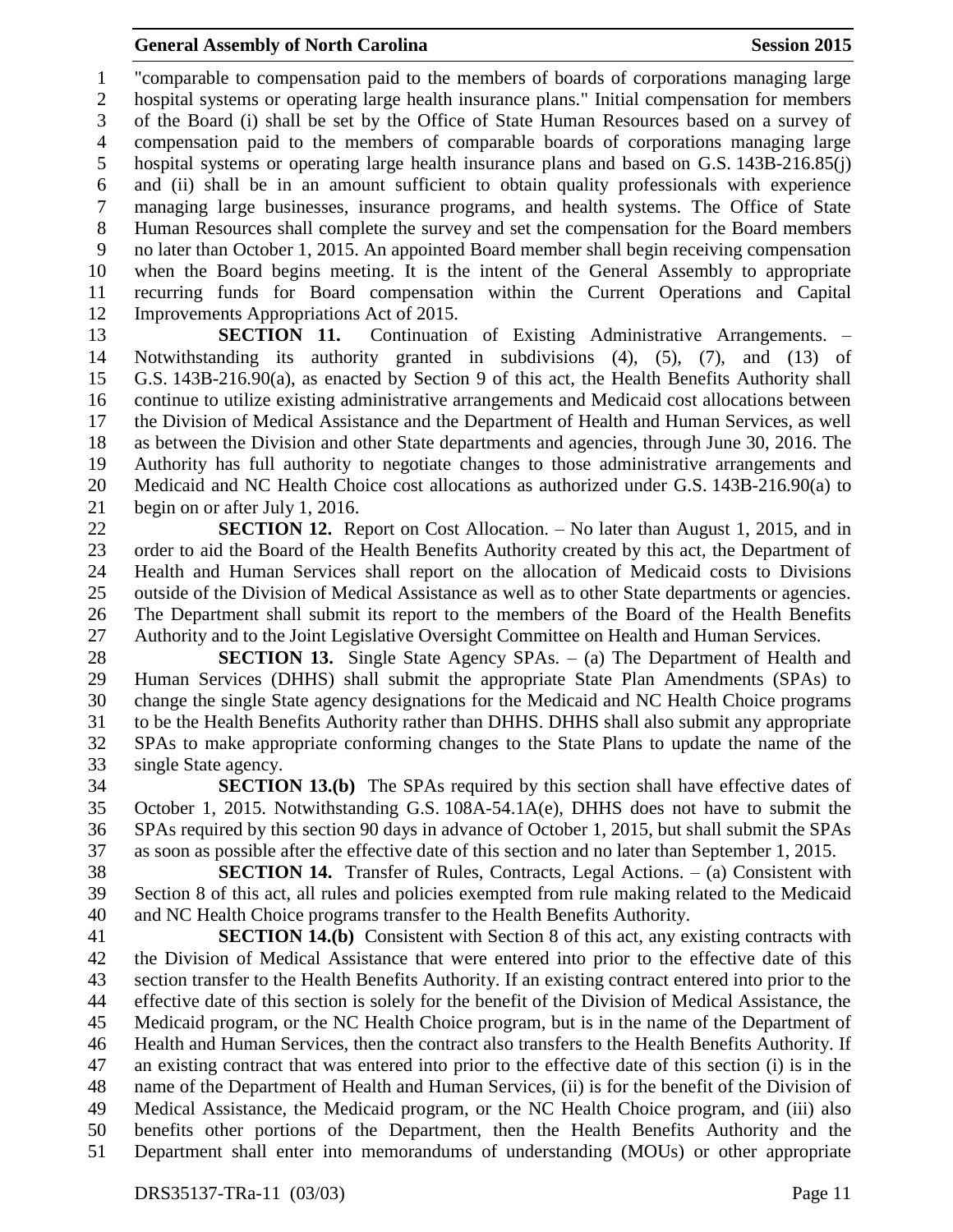"comparable to compensation paid to the members of boards of corporations managing large hospital systems or operating large health insurance plans." Initial compensation for members of the Board (i) shall be set by the Office of State Human Resources based on a survey of compensation paid to the members of comparable boards of corporations managing large hospital systems or operating large health insurance plans and based on G.S. 143B-216.85(j) and (ii) shall be in an amount sufficient to obtain quality professionals with experience managing large businesses, insurance programs, and health systems. The Office of State Human Resources shall complete the survey and set the compensation for the Board members no later than October 1, 2015. An appointed Board member shall begin receiving compensation when the Board begins meeting. It is the intent of the General Assembly to appropriate recurring funds for Board compensation within the Current Operations and Capital Improvements Appropriations Act of 2015.

**SECTION 11.** Continuation of Existing Administrative Arrangements. – Notwithstanding its authority granted in subdivisions (4), (5), (7), and (13) of G.S. 143B-216.90(a), as enacted by Section 9 of this act, the Health Benefits Authority shall continue to utilize existing administrative arrangements and Medicaid cost allocations between the Division of Medical Assistance and the Department of Health and Human Services, as well as between the Division and other State departments and agencies, through June 30, 2016. The Authority has full authority to negotiate changes to those administrative arrangements and Medicaid and NC Health Choice cost allocations as authorized under G.S. 143B-216.90(a) to begin on or after July 1, 2016.

**SECTION 12.** Report on Cost Allocation. – No later than August 1, 2015, and in order to aid the Board of the Health Benefits Authority created by this act, the Department of Health and Human Services shall report on the allocation of Medicaid costs to Divisions outside of the Division of Medical Assistance as well as to other State departments or agencies. The Department shall submit its report to the members of the Board of the Health Benefits Authority and to the Joint Legislative Oversight Committee on Health and Human Services.

**SECTION 13.** Single State Agency SPAs. – (a) The Department of Health and Human Services (DHHS) shall submit the appropriate State Plan Amendments (SPAs) to change the single State agency designations for the Medicaid and NC Health Choice programs to be the Health Benefits Authority rather than DHHS. DHHS shall also submit any appropriate SPAs to make appropriate conforming changes to the State Plans to update the name of the single State agency.

**SECTION 13.(b)** The SPAs required by this section shall have effective dates of October 1, 2015. Notwithstanding G.S. 108A-54.1A(e), DHHS does not have to submit the SPAs required by this section 90 days in advance of October 1, 2015, but shall submit the SPAs as soon as possible after the effective date of this section and no later than September 1, 2015.

**SECTION 14.** Transfer of Rules, Contracts, Legal Actions. – (a) Consistent with Section 8 of this act, all rules and policies exempted from rule making related to the Medicaid and NC Health Choice programs transfer to the Health Benefits Authority.

**SECTION 14.(b)** Consistent with Section 8 of this act, any existing contracts with the Division of Medical Assistance that were entered into prior to the effective date of this section transfer to the Health Benefits Authority. If an existing contract entered into prior to the effective date of this section is solely for the benefit of the Division of Medical Assistance, the Medicaid program, or the NC Health Choice program, but is in the name of the Department of Health and Human Services, then the contract also transfers to the Health Benefits Authority. If an existing contract that was entered into prior to the effective date of this section (i) is in the name of the Department of Health and Human Services, (ii) is for the benefit of the Division of Medical Assistance, the Medicaid program, or the NC Health Choice program, and (iii) also benefits other portions of the Department, then the Health Benefits Authority and the Department shall enter into memorandums of understanding (MOUs) or other appropriate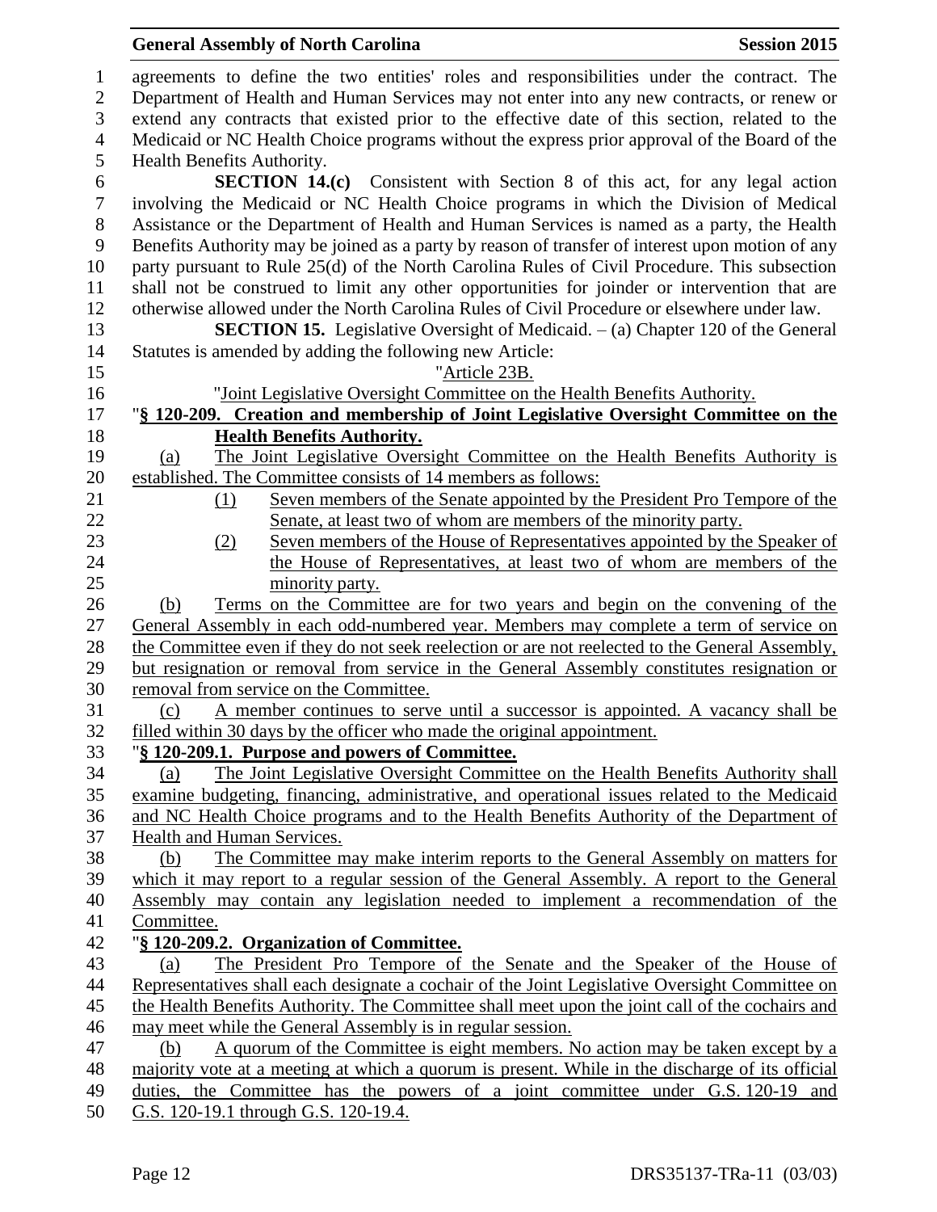agreements to define the two entities' roles and responsibilities under the contract. The Department of Health and Human Services may not enter into any new contracts, or renew or extend any contracts that existed prior to the effective date of this section, related to the Medicaid or NC Health Choice programs without the express prior approval of the Board of the Health Benefits Authority.

**SECTION 14.(c)** Consistent with Section 8 of this act, for any legal action involving the Medicaid or NC Health Choice programs in which the Division of Medical Assistance or the Department of Health and Human Services is named as a party, the Health Benefits Authority may be joined as a party by reason of transfer of interest upon motion of any party pursuant to Rule 25(d) of the North Carolina Rules of Civil Procedure. This subsection shall not be construed to limit any other opportunities for joinder or intervention that are otherwise allowed under the North Carolina Rules of Civil Procedure or elsewhere under law.

**SECTION 15.** Legislative Oversight of Medicaid. – (a) Chapter 120 of the General Statutes is amended by adding the following new Article:

"Article 23B.

"Joint Legislative Oversight Committee on the Health Benefits Authority.

"**§ 120-209. Creation and membership of Joint Legislative Oversight Committee on the Health Benefits Authority.**

(a) The Joint Legislative Oversight Committee on the Health Benefits Authority is established. The Committee consists of 14 members as follows:

(1) Seven members of the Senate appointed by the President Pro Tempore of the Senate, at least two of whom are members of the minority party.

(2) Seven members of the House of Representatives appointed by the Speaker of the House of Representatives, at least two of whom are members of the minority party.

(b) Terms on the Committee are for two years and begin on the convening of the General Assembly in each odd-numbered year. Members may complete a term of service on the Committee even if they do not seek reelection or are not reelected to the General Assembly, but resignation or removal from service in the General Assembly constitutes resignation or removal from service on the Committee.

(c) A member continues to serve until a successor is appointed. A vacancy shall be filled within 30 days by the officer who made the original appointment.

"**§ 120-209.1. Purpose and powers of Committee.**

(a) The Joint Legislative Oversight Committee on the Health Benefits Authority shall examine budgeting, financing, administrative, and operational issues related to the Medicaid and NC Health Choice programs and to the Health Benefits Authority of the Department of Health and Human Services.

(b) The Committee may make interim reports to the General Assembly on matters for which it may report to a regular session of the General Assembly. A report to the General Assembly may contain any legislation needed to implement a recommendation of the Committee.

"**§ 120-209.2. Organization of Committee.**

(a) The President Pro Tempore of the Senate and the Speaker of the House of Representatives shall each designate a cochair of the Joint Legislative Oversight Committee on the Health Benefits Authority. The Committee shall meet upon the joint call of the cochairs and may meet while the General Assembly is in regular session.

(b) A quorum of the Committee is eight members. No action may be taken except by a majority vote at a meeting at which a quorum is present. While in the discharge of its official duties, the Committee has the powers of a joint committee under G.S. 120-19 and G.S. 120-19.1 through G.S. 120-19.4.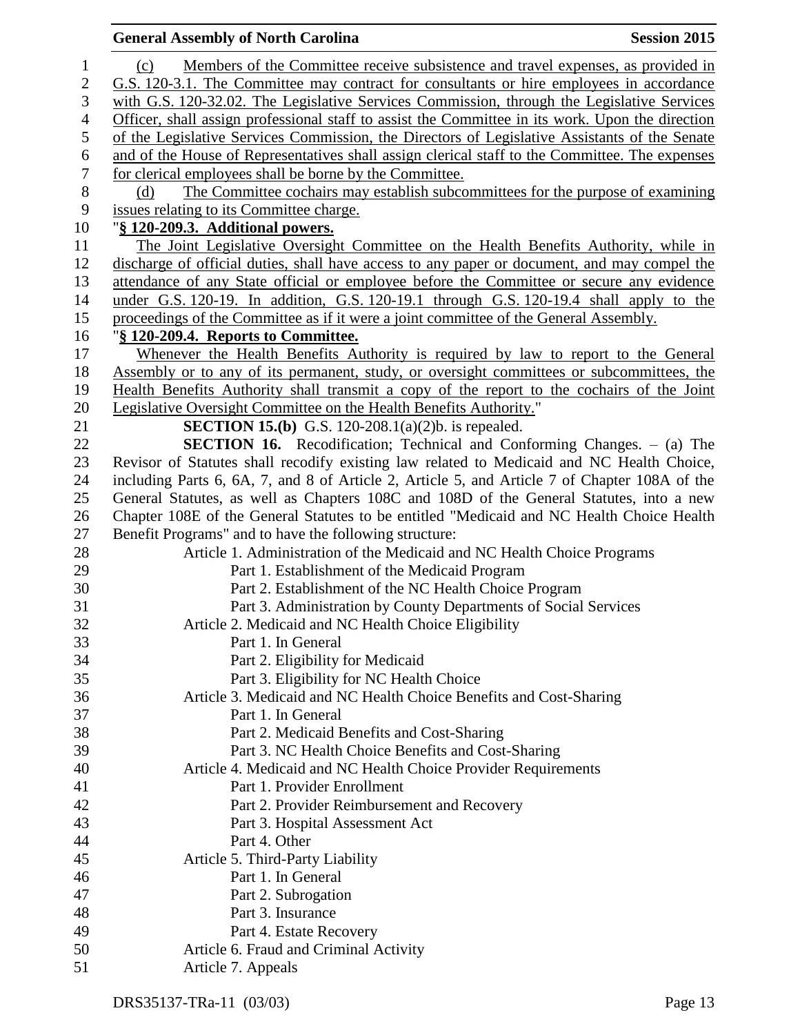(c) Members of the Committee receive subsistence and travel expenses, as provided in G.S. 120-3.1. The Committee may contract for consultants or hire employees in accordance with G.S. 120-32.02. The Legislative Services Commission, through the Legislative Services Officer, shall assign professional staff to assist the Committee in its work. Upon the direction of the Legislative Services Commission, the Directors of Legislative Assistants of the Senate and of the House of Representatives shall assign clerical staff to the Committee. The expenses for clerical employees shall be borne by the Committee.

(d) The Committee cochairs may establish subcommittees for the purpose of examining issues relating to its Committee charge.

"**§ 120-209.3. Additional powers.**

The Joint Legislative Oversight Committee on the Health Benefits Authority, while in discharge of official duties, shall have access to any paper or document, and may compel the attendance of any State official or employee before the Committee or secure any evidence under G.S. 120-19. In addition, G.S. 120-19.1 through G.S. 120-19.4 shall apply to the proceedings of the Committee as if it were a joint committee of the General Assembly.

"**§ 120-209.4. Reports to Committee.**

Whenever the Health Benefits Authority is required by law to report to the General Assembly or to any of its permanent, study, or oversight committees or subcommittees, the Health Benefits Authority shall transmit a copy of the report to the cochairs of the Joint Legislative Oversight Committee on the Health Benefits Authority."

**SECTION 15.(b)** G.S. 120-208.1(a)(2)b. is repealed.

**SECTION 16.** Recodification; Technical and Conforming Changes. – (a) The Revisor of Statutes shall recodify existing law related to Medicaid and NC Health Choice, including Parts 6, 6A, 7, and 8 of Article 2, Article 5, and Article 7 of Chapter 108A of the General Statutes, as well as Chapters 108C and 108D of the General Statutes, into a new Chapter 108E of the General Statutes to be entitled "Medicaid and NC Health Choice Health Benefit Programs" and to have the following structure:

- Article 1. Administration of the Medicaid and NC Health Choice Programs
  - Part 1. Establishment of the Medicaid Program
  - Part 2. Establishment of the NC Health Choice Program
  - Part 3. Administration by County Departments of Social Services
- Article 2. Medicaid and NC Health Choice Eligibility
  - Part 1. In General
  - Part 2. Eligibility for Medicaid
  - Part 3. Eligibility for NC Health Choice
- Article 3. Medicaid and NC Health Choice Benefits and Cost-Sharing
  - Part 1. In General
  - Part 2. Medicaid Benefits and Cost-Sharing
  - Part 3. NC Health Choice Benefits and Cost-Sharing
- Article 4. Medicaid and NC Health Choice Provider Requirements
  - Part 1. Provider Enrollment
  - Part 2. Provider Reimbursement and Recovery
  - Part 3. Hospital Assessment Act
  - Part 4. Other
- Article 5. Third-Party Liability
  - Part 1. In General
  - Part 2. Subrogation
  - Part 3. Insurance
  - Part 4. Estate Recovery
- Article 6. Fraud and Criminal Activity
- Article 7. Appeals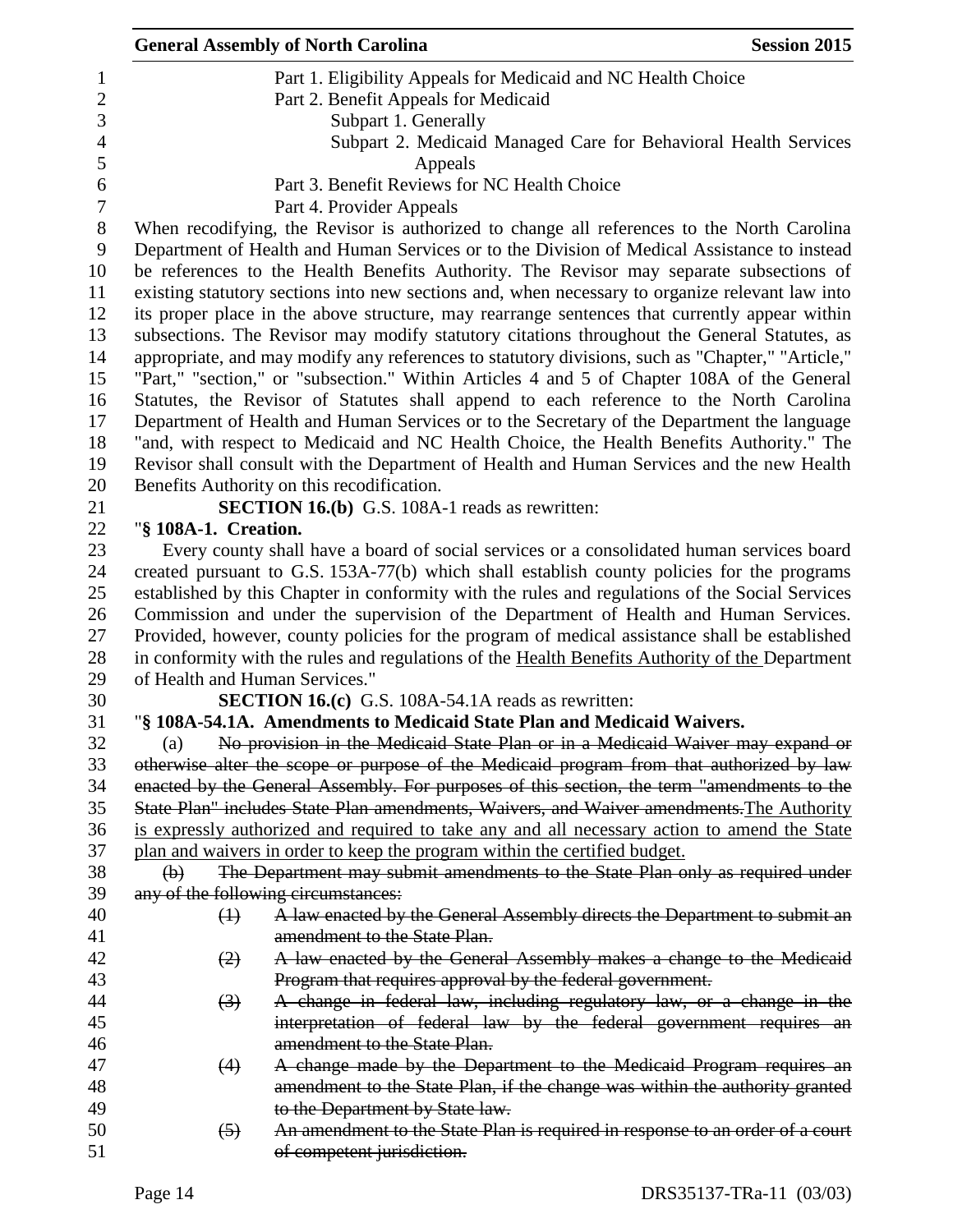Part 1. Eligibility Appeals for Medicaid and NC Health Choice

Part 2. Benefit Appeals for Medicaid

Subpart 1. Generally

Subpart 2. Medicaid Managed Care for Behavioral Health Services Appeals

Part 3. Benefit Reviews for NC Health Choice

Part 4. Provider Appeals

When recodifying, the Revisor is authorized to change all references to the North Carolina Department of Health and Human Services or to the Division of Medical Assistance to instead be references to the Health Benefits Authority. The Revisor may separate subsections of existing statutory sections into new sections and, when necessary to organize relevant law into its proper place in the above structure, may rearrange sentences that currently appear within subsections. The Revisor may modify statutory citations throughout the General Statutes, as appropriate, and may modify any references to statutory divisions, such as "Chapter," "Article," "Part," "section," or "subsection." Within Articles 4 and 5 of Chapter 108A of the General Statutes, the Revisor of Statutes shall append to each reference to the North Carolina Department of Health and Human Services or to the Secretary of the Department the language "and, with respect to Medicaid and NC Health Choice, the Health Benefits Authority." The Revisor shall consult with the Department of Health and Human Services and the new Health Benefits Authority on this recodification.

**SECTION 16.(b)** G.S. 108A-1 reads as rewritten:

"**§ 108A-1. Creation.**

Every county shall have a board of social services or a consolidated human services board created pursuant to G.S. 153A-77(b) which shall establish county policies for the programs established by this Chapter in conformity with the rules and regulations of the Social Services Commission and under the supervision of the Department of Health and Human Services. Provided, however, county policies for the program of medical assistance shall be established in conformity with the rules and regulations of the <u>Health Benefits Authority of the</u> Department of Health and Human Services."

**SECTION 16.(c)** G.S. 108A-54.1A reads as rewritten:

"**§ 108A-54.1A. Amendments to Medicaid State Plan and Medicaid Waivers.**

(a) ~~No provision in the Medicaid State Plan or in a Medicaid Waiver may expand or otherwise alter the scope or purpose of the Medicaid program from that authorized by law enacted by the General Assembly. For purposes of this section, the term "amendments to the State Plan" includes State Plan amendments, Waivers, and Waiver amendments.~~<u>The Authority is expressly authorized and required to take any and all necessary action to amend the State plan and waivers in order to keep the program within the certified budget.</u>

~~(b) The Department may submit amendments to the State Plan only as required under any of the following circumstances:~~

~~(1) A law enacted by the General Assembly directs the Department to submit an amendment to the State Plan.~~

~~(2) A law enacted by the General Assembly makes a change to the Medicaid Program that requires approval by the federal government.~~

~~(3) A change in federal law, including regulatory law, or a change in the interpretation of federal law by the federal government requires an amendment to the State Plan.~~

~~(4) A change made by the Department to the Medicaid Program requires an amendment to the State Plan, if the change was within the authority granted to the Department by State law.~~

~~(5) An amendment to the State Plan is required in response to an order of a court of competent jurisdiction.~~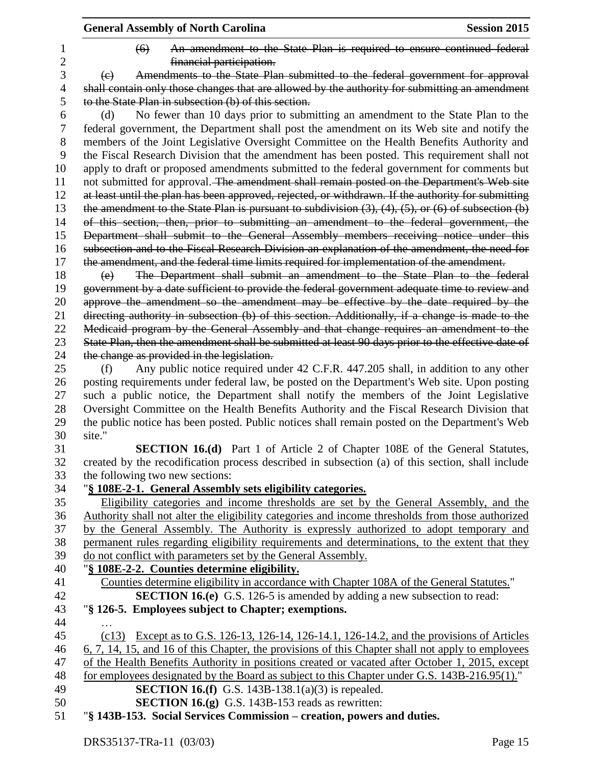~~(6) An amendment to the State Plan is required to ensure continued federal financial participation.~~

~~(c) Amendments to the State Plan submitted to the federal government for approval shall contain only those changes that are allowed by the authority for submitting an amendment to the State Plan in subsection (b) of this section.~~

(d) No fewer than 10 days prior to submitting an amendment to the State Plan to the federal government, the Department shall post the amendment on its Web site and notify the members of the Joint Legislative Oversight Committee on the Health Benefits Authority and the Fiscal Research Division that the amendment has been posted. This requirement shall not apply to draft or proposed amendments submitted to the federal government for comments but not submitted for approval. ~~The amendment shall remain posted on the Department's Web site at least until the plan has been approved, rejected, or withdrawn. If the authority for submitting the amendment to the State Plan is pursuant to subdivision (3), (4), (5), or (6) of subsection (b) of this section, then, prior to submitting an amendment to the federal government, the Department shall submit to the General Assembly members receiving notice under this subsection and to the Fiscal Research Division an explanation of the amendment, the need for the amendment, and the federal time limits required for implementation of the amendment.~~

~~(e) The Department shall submit an amendment to the State Plan to the federal government by a date sufficient to provide the federal government adequate time to review and approve the amendment so the amendment may be effective by the date required by the directing authority in subsection (b) of this section. Additionally, if a change is made to the Medicaid program by the General Assembly and that change requires an amendment to the State Plan, then the amendment shall be submitted at least 90 days prior to the effective date of the change as provided in the legislation.~~

(f) Any public notice required under 42 C.F.R. 447.205 shall, in addition to any other posting requirements under federal law, be posted on the Department's Web site. Upon posting such a public notice, the Department shall notify the members of the Joint Legislative Oversight Committee on the Health Benefits Authority and the Fiscal Research Division that the public notice has been posted. Public notices shall remain posted on the Department's Web site."

**SECTION 16.(d)** Part 1 of Article 2 of Chapter 108E of the General Statutes, created by the recodification process described in subsection (a) of this section, shall include the following two new sections:

"**<u>§ 108E-2-1. General Assembly sets eligibility categories.</u>**

<u>Eligibility categories and income thresholds are set by the General Assembly, and the Authority shall not alter the eligibility categories and income thresholds from those authorized by the General Assembly. The Authority is expressly authorized to adopt temporary and permanent rules regarding eligibility requirements and determinations, to the extent that they do not conflict with parameters set by the General Assembly.</u>

"**<u>§ 108E-2-2. Counties determine eligibility.</u>**

<u>Counties determine eligibility in accordance with Chapter 108A of the General Statutes.</u>"

**SECTION 16.(e)** G.S. 126-5 is amended by adding a new subsection to read:

"**§ 126-5. Employees subject to Chapter; exemptions.**

…

<u>(c13) Except as to G.S. 126-13, 126-14, 126-14.1, 126-14.2, and the provisions of Articles 6, 7, 14, 15, and 16 of this Chapter, the provisions of this Chapter shall not apply to employees of the Health Benefits Authority in positions created or vacated after October 1, 2015, except for employees designated by the Board as subject to this Chapter under G.S. 143B-216.95(1).</u>"

**SECTION 16.(f)** G.S. 143B-138.1(a)(3) is repealed.

**SECTION 16.(g)** G.S. 143B-153 reads as rewritten:

"**§ 143B-153. Social Services Commission – creation, powers and duties.**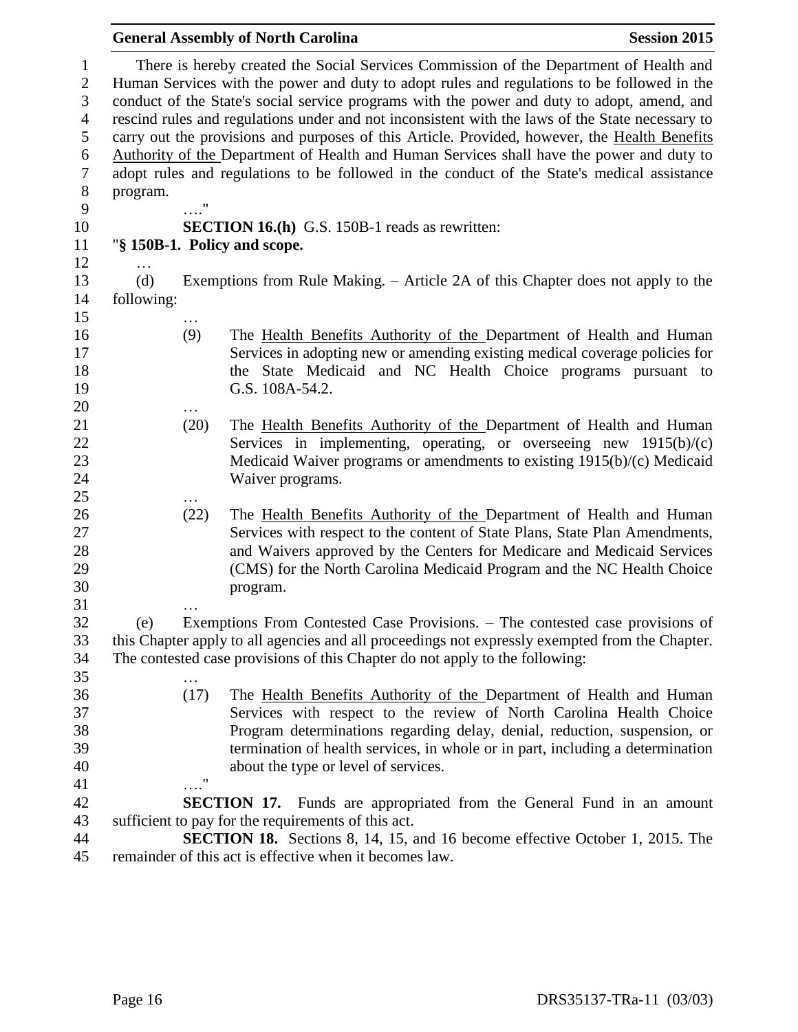There is hereby created the Social Services Commission of the Department of Health and Human Services with the power and duty to adopt rules and regulations to be followed in the conduct of the State's social service programs with the power and duty to adopt, amend, and rescind rules and regulations under and not inconsistent with the laws of the State necessary to carry out the provisions and purposes of this Article. Provided, however, the Health Benefits Authority of the Department of Health and Human Services shall have the power and duty to adopt rules and regulations to be followed in the conduct of the State's medical assistance program.

…."

**SECTION 16.(h)** G.S. 150B-1 reads as rewritten:

"**§ 150B-1. Policy and scope.**

…

(d) Exemptions from Rule Making. – Article 2A of this Chapter does not apply to the following:

…

(9) The Health Benefits Authority of the Department of Health and Human Services in adopting new or amending existing medical coverage policies for the State Medicaid and NC Health Choice programs pursuant to G.S. 108A-54.2.

…

(20) The Health Benefits Authority of the Department of Health and Human Services in implementing, operating, or overseeing new 1915(b)/(c) Medicaid Waiver programs or amendments to existing 1915(b)/(c) Medicaid Waiver programs.

…

(22) The Health Benefits Authority of the Department of Health and Human Services with respect to the content of State Plans, State Plan Amendments, and Waivers approved by the Centers for Medicare and Medicaid Services (CMS) for the North Carolina Medicaid Program and the NC Health Choice program.

…

(e) Exemptions From Contested Case Provisions. – The contested case provisions of this Chapter apply to all agencies and all proceedings not expressly exempted from the Chapter. The contested case provisions of this Chapter do not apply to the following:

…

(17) The Health Benefits Authority of the Department of Health and Human Services with respect to the review of North Carolina Health Choice Program determinations regarding delay, denial, reduction, suspension, or termination of health services, in whole or in part, including a determination about the type or level of services.

…."

**SECTION 17.** Funds are appropriated from the General Fund in an amount sufficient to pay for the requirements of this act.

**SECTION 18.** Sections 8, 14, 15, and 16 become effective October 1, 2015. The remainder of this act is effective when it becomes law.